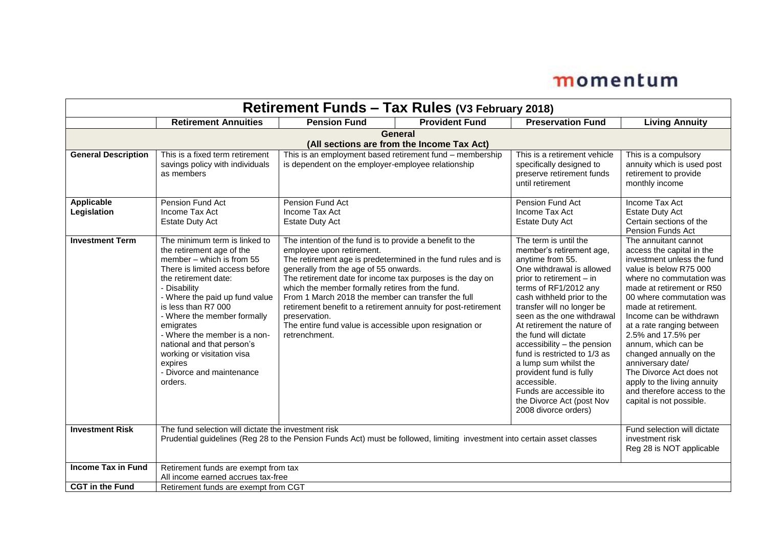momentum

| Retirement Funds – Tax Rules (V3 February 2018) | | | | | |
|---|---|---|---|---|---|
| | **Retirement Annuities** | **Pension Fund** | **Provident Fund** | **Preservation Fund** | **Living Annuity** |
| **General (All sections are from the Income Tax Act)** | | | | | |
| **General Description** | This is a fixed term retirement savings policy with individuals as members | This is an employment based retirement fund – membership is dependent on the employer-employee relationship | | This is a retirement vehicle specifically designed to preserve retirement funds until retirement | This is a compulsory annuity which is used post retirement to provide monthly income |
| **Applicable Legislation** | Pension Fund Act<br>Income Tax Act<br>Estate Duty Act | Pension Fund Act<br>Income Tax Act<br>Estate Duty Act | | Pension Fund Act<br>Income Tax Act<br>Estate Duty Act | Income Tax Act<br>Estate Duty Act<br>Certain sections of the Pension Funds Act |
| **Investment Term** | The minimum term is linked to the retirement age of the member – which is from 55<br>There is limited access before the retirement date:<br>- Disability<br>- Where the paid up fund value is less than R7 000<br>- Where the member formally emigrates<br>- Where the member is a non-national and that person's working or visitation visa expires<br>- Divorce and maintenance orders. | The intention of the fund is to provide a benefit to the employee upon retirement.<br>The retirement age is predetermined in the fund rules and is generally from the age of 55 onwards.<br>The retirement date for income tax purposes is the day on which the member formally retires from the fund.<br>From 1 March 2018 the member can transfer the full retirement benefit to a retirement annuity for post-retirement preservation.<br>The entire fund value is accessible upon resignation or retrenchment. | | The term is until the member's retirement age, anytime from 55.<br>One withdrawal is allowed prior to retirement – in terms of RF1/2012 any cash withheld prior to the transfer will no longer be seen as the one withdrawal<br>At retirement the nature of the fund will dictate accessibility – the pension fund is restricted to 1/3 as a lump sum whilst the provident fund is fully accessible.<br>Funds are accessible ito the Divorce Act (post Nov 2008 divorce orders) | The annuitant cannot access the capital in the investment unless the fund value is below R75 000 where no commutation was made at retirement or R50 00 where commutation was made at retirement.<br>Income can be withdrawn at a rate ranging between 2.5% and 17.5% per annum, which can be changed annually on the anniversary date/<br>The Divorce Act does not apply to the living annuity and therefore access to the capital is not possible. |
| **Investment Risk** | The fund selection will dictate the investment risk<br>Prudential guidelines (Reg 28 to the Pension Funds Act) must be followed, limiting investment into certain asset classes | | | | Fund selection will dictate investment risk<br>Reg 28 is NOT applicable |
| **Income Tax in Fund** | Retirement funds are exempt from tax<br>All income earned accrues tax-free | | | | |
| **CGT in the Fund** | Retirement funds are exempt from CGT | | | | |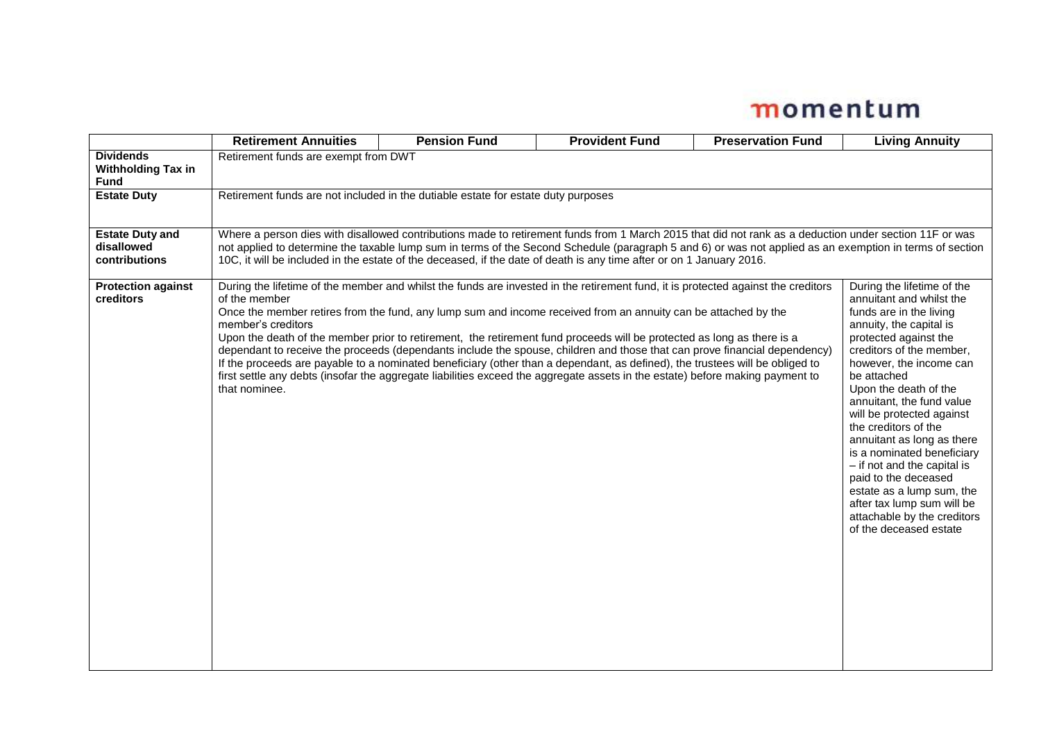| | Retirement Annuities | Pension Fund | Provident Fund | Preservation Fund | Living Annuity |
|---|---|---|---|---|---|
| **Dividends Withholding Tax in Fund** | Retirement funds are exempt from DWT | | | | |
| **Estate Duty** | Retirement funds are not included in the dutiable estate for estate duty purposes | | | | |
| **Estate Duty and disallowed contributions** | Where a person dies with disallowed contributions made to retirement funds from 1 March 2015 that did not rank as a deduction under section 11F or was not applied to determine the taxable lump sum in terms of the Second Schedule (paragraph 5 and 6) or was not applied as an exemption in terms of section 10C, it will be included in the estate of the deceased, if the date of death is any time after or on 1 January 2016. | | | | |
| **Protection against creditors** | During the lifetime of the member and whilst the funds are invested in the retirement fund, it is protected against the creditors of the member<br>Once the member retires from the fund, any lump sum and income received from an annuity can be attached by the member's creditors<br>Upon the death of the member prior to retirement, the retirement fund proceeds will be protected as long as there is a dependant to receive the proceeds (dependants include the spouse, children and those that can prove financial dependency)<br>If the proceeds are payable to a nominated beneficiary (other than a dependant, as defined), the trustees will be obliged to first settle any debts (insofar the aggregate liabilities exceed the aggregate assets in the estate) before making payment to that nominee. | | | | During the lifetime of the annuitant and whilst the funds are in the living annuity, the capital is protected against the creditors of the member, however, the income can be attached<br>Upon the death of the annuitant, the fund value will be protected against the creditors of the annuitant as long as there is a nominated beneficiary – if not and the capital is paid to the deceased estate as a lump sum, the after tax lump sum will be attachable by the creditors of the deceased estate |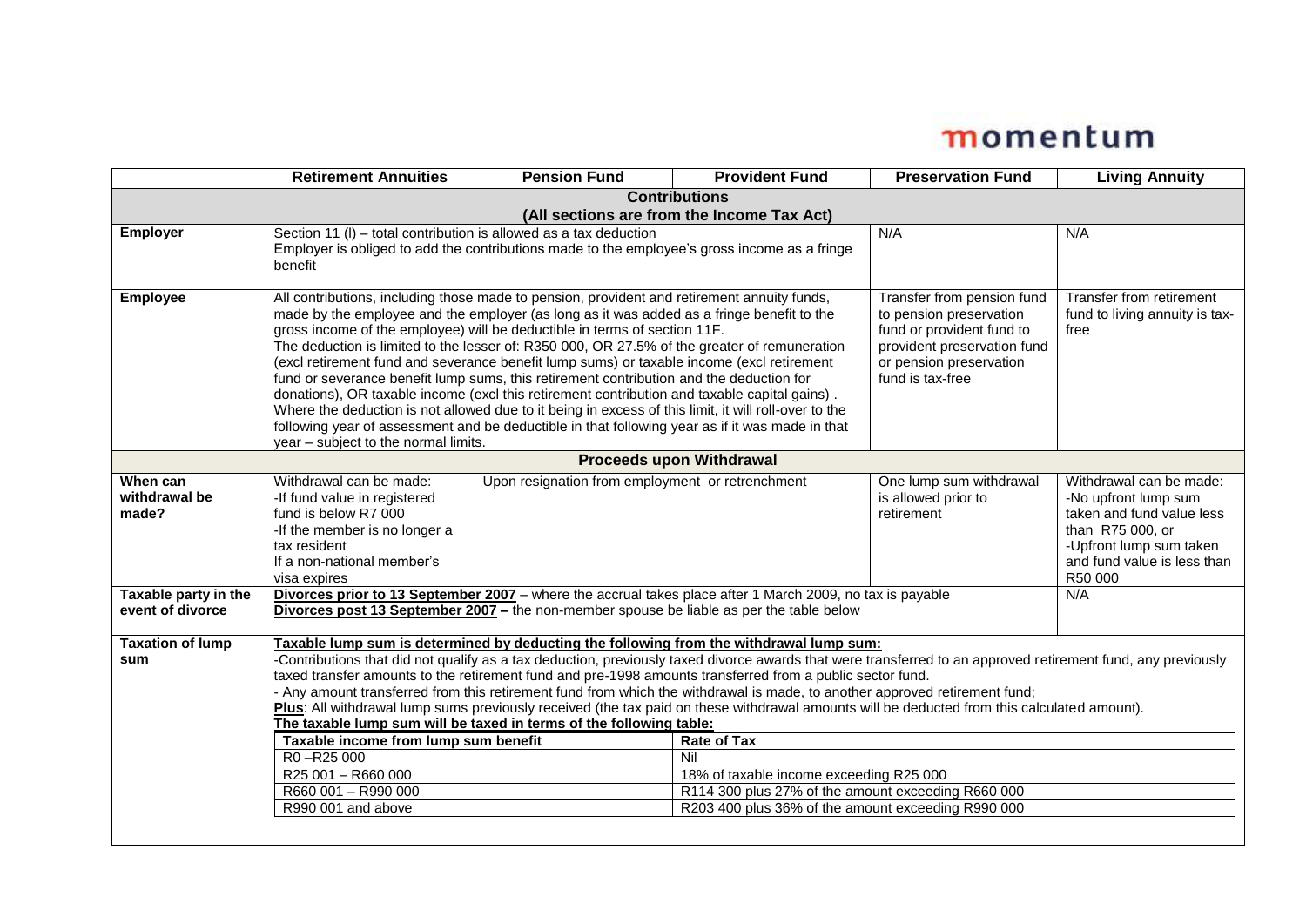| | Retirement Annuities | Pension Fund | Provident Fund | Preservation Fund | Living Annuity |
|---|---|---|---|---|---|
| **Contributions (All sections are from the Income Tax Act)** | | | | | |
| **Employer** | Section 11 (l) – total contribution is allowed as a tax deduction<br>Employer is obliged to add the contributions made to the employee's gross income as a fringe benefit | | | N/A | N/A |
| **Employee** | All contributions, including those made to pension, provident and retirement annuity funds, made by the employee and the employer (as long as it was added as a fringe benefit to the gross income of the employee) will be deductible in terms of section 11F.<br>The deduction is limited to the lesser of: R350 000, OR 27.5% of the greater of remuneration (excl retirement fund and severance benefit lump sums) or taxable income (excl retirement fund or severance benefit lump sums, this retirement contribution and the deduction for donations), OR taxable income (excl this retirement contribution and taxable capital gains) .<br>Where the deduction is not allowed due to it being in excess of this limit, it will roll-over to the following year of assessment and be deductible in that following year as if it was made in that year – subject to the normal limits. | | | Transfer from pension fund to pension preservation fund or provident fund to provident preservation fund or pension preservation fund is tax-free | Transfer from retirement fund to living annuity is tax-free |
| **Proceeds upon Withdrawal** | | | | | |
| **When can withdrawal be made?** | Withdrawal can be made:<br>-If fund value in registered fund is below R7 000<br>-If the member is no longer a tax resident<br>If a non-national member's visa expires | Upon resignation from employment or retrenchment | | One lump sum withdrawal is allowed prior to retirement | Withdrawal can be made:<br>-No upfront lump sum taken and fund value less than R75 000, or<br>-Upfront lump sum taken and fund value is less than R50 000 |
| **Taxable party in the event of divorce** | **Divorces prior to 13 September 2007** – where the accrual takes place after 1 March 2009, no tax is payable<br>**Divorces post 13 September 2007 –** the non-member spouse be liable as per the table below | | | | N/A |
| **Taxation of lump sum** | **Taxable lump sum is determined by deducting the following from the withdrawal lump sum:**<br>-Contributions that did not qualify as a tax deduction, previously taxed divorce awards that were transferred to an approved retirement fund, any previously taxed transfer amounts to the retirement fund and pre-1998 amounts transferred from a public sector fund.<br>- Any amount transferred from this retirement fund from which the withdrawal is made, to another approved retirement fund;<br>**Plus**: All withdrawal lump sums previously received (the tax paid on these withdrawal amounts will be deducted from this calculated amount).<br>**The taxable lump sum will be taxed in terms of the following table:** | | | | |

| Taxable income from lump sum benefit | Rate of Tax |
|---|---|
| R0 –R25 000 | Nil |
| R25 001 – R660 000 | 18% of taxable income exceeding R25 000 |
| R660 001 – R990 000 | R114 300 plus 27% of the amount exceeding R660 000 |
| R990 001 and above | R203 400 plus 36% of the amount exceeding R990 000 |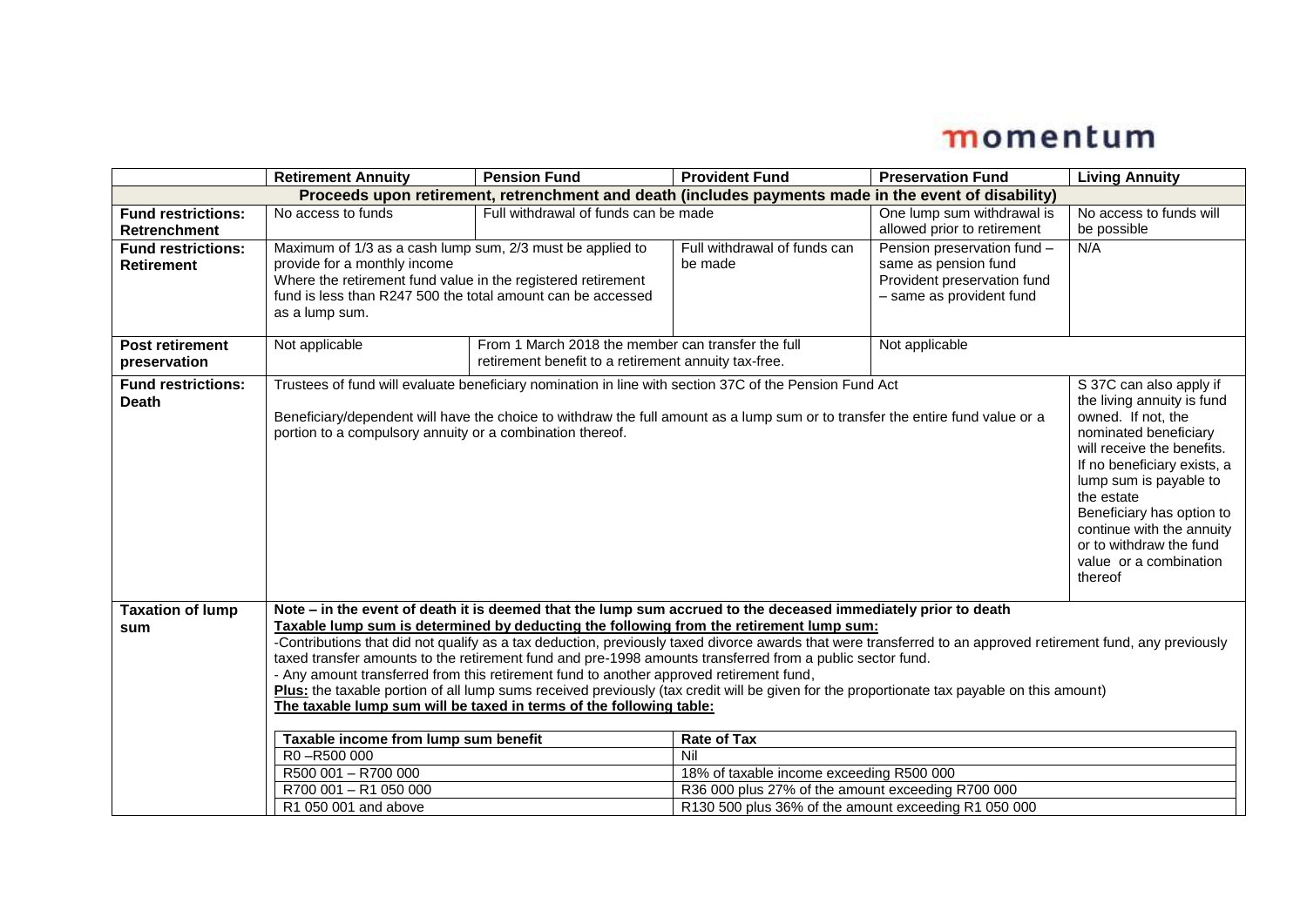momentum

| | Retirement Annuity | Pension Fund | Provident Fund | Preservation Fund | Living Annuity |
|---|---|---|---|---|---|
| **Proceeds upon retirement, retrenchment and death (includes payments made in the event of disability)** | | | | | |
| **Fund restrictions: Retrenchment** | No access to funds | Full withdrawal of funds can be made | | One lump sum withdrawal is allowed prior to retirement | No access to funds will be possible |
| **Fund restrictions: Retirement** | Maximum of 1/3 as a cash lump sum, 2/3 must be applied to provide for a monthly income<br>Where the retirement fund value in the registered retirement fund is less than R247 500 the total amount can be accessed as a lump sum. | | Full withdrawal of funds can be made | Pension preservation fund – same as pension fund<br>Provident preservation fund – same as provident fund | N/A |
| **Post retirement preservation** | Not applicable | From 1 March 2018 the member can transfer the full retirement benefit to a retirement annuity tax-free. | | Not applicable | |
| **Fund restrictions: Death** | Trustees of fund will evaluate beneficiary nomination in line with section 37C of the Pension Fund Act<br>Beneficiary/dependent will have the choice to withdraw the full amount as a lump sum or to transfer the entire fund value or a portion to a compulsory annuity or a combination thereof. | | | | S 37C can also apply if the living annuity is fund owned. If not, the nominated beneficiary will receive the benefits. If no beneficiary exists, a lump sum is payable to the estate<br>Beneficiary has option to continue with the annuity or to withdraw the fund value or a combination thereof |
| **Taxation of lump sum** | **Note – in the event of death it is deemed that the lump sum accrued to the deceased immediately prior to death**<br>**Taxable lump sum is determined by deducting the following from the retirement lump sum:**<br>-Contributions that did not qualify as a tax deduction, previously taxed divorce awards that were transferred to an approved retirement fund, any previously taxed transfer amounts to the retirement fund and pre-1998 amounts transferred from a public sector fund.<br>- Any amount transferred from this retirement fund to another approved retirement fund,<br>**Plus:** the taxable portion of all lump sums received previously (tax credit will be given for the proportionate tax payable on this amount)<br>**The taxable lump sum will be taxed in terms of the following table:** | | | | |

| Taxable income from lump sum benefit | Rate of Tax |
|---|---|
| R0 –R500 000 | Nil |
| R500 001 – R700 000 | 18% of taxable income exceeding R500 000 |
| R700 001 – R1 050 000 | R36 000 plus 27% of the amount exceeding R700 000 |
| R1 050 001 and above | R130 500 plus 36% of the amount exceeding R1 050 000 |